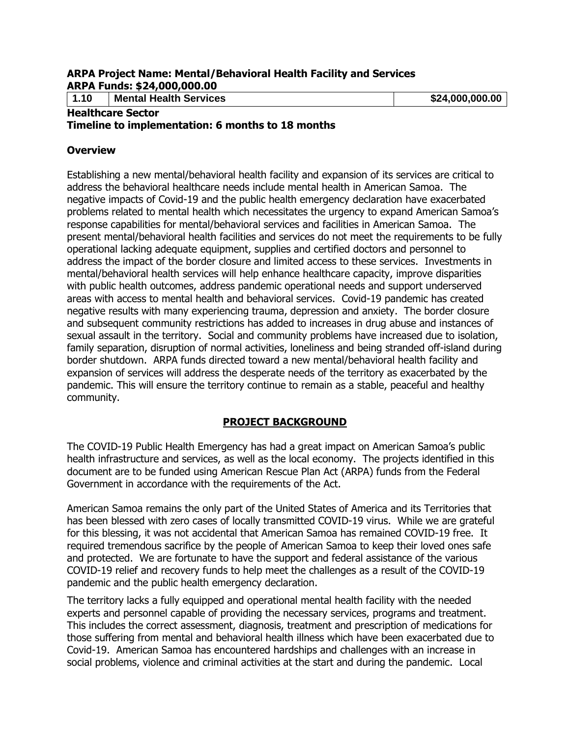**ARPA Project Name: Mental/Behavioral Health Facility and Services**
**ARPA Funds: $24,000,000.00**

| 1.10 | Mental Health Services | $24,000,000.00 |
| --- | --- | --- |

**Healthcare Sector**
**Timeline to implementation: 6 months to 18 months**

## Overview

Establishing a new mental/behavioral health facility and expansion of its services are critical to address the behavioral healthcare needs include mental health in American Samoa. The negative impacts of Covid-19 and the public health emergency declaration have exacerbated problems related to mental health which necessitates the urgency to expand American Samoa's response capabilities for mental/behavioral services and facilities in American Samoa. The present mental/behavioral health facilities and services do not meet the requirements to be fully operational lacking adequate equipment, supplies and certified doctors and personnel to address the impact of the border closure and limited access to these services. Investments in mental/behavioral health services will help enhance healthcare capacity, improve disparities with public health outcomes, address pandemic operational needs and support underserved areas with access to mental health and behavioral services. Covid-19 pandemic has created negative results with many experiencing trauma, depression and anxiety. The border closure and subsequent community restrictions has added to increases in drug abuse and instances of sexual assault in the territory. Social and community problems have increased due to isolation, family separation, disruption of normal activities, loneliness and being stranded off-island during border shutdown. ARPA funds directed toward a new mental/behavioral health facility and expansion of services will address the desperate needs of the territory as exacerbated by the pandemic. This will ensure the territory continue to remain as a stable, peaceful and healthy community.

## PROJECT BACKGROUND

The COVID-19 Public Health Emergency has had a great impact on American Samoa's public health infrastructure and services, as well as the local economy. The projects identified in this document are to be funded using American Rescue Plan Act (ARPA) funds from the Federal Government in accordance with the requirements of the Act.

American Samoa remains the only part of the United States of America and its Territories that has been blessed with zero cases of locally transmitted COVID-19 virus. While we are grateful for this blessing, it was not accidental that American Samoa has remained COVID-19 free. It required tremendous sacrifice by the people of American Samoa to keep their loved ones safe and protected. We are fortunate to have the support and federal assistance of the various COVID-19 relief and recovery funds to help meet the challenges as a result of the COVID-19 pandemic and the public health emergency declaration.

The territory lacks a fully equipped and operational mental health facility with the needed experts and personnel capable of providing the necessary services, programs and treatment. This includes the correct assessment, diagnosis, treatment and prescription of medications for those suffering from mental and behavioral health illness which have been exacerbated due to Covid-19. American Samoa has encountered hardships and challenges with an increase in social problems, violence and criminal activities at the start and during the pandemic. Local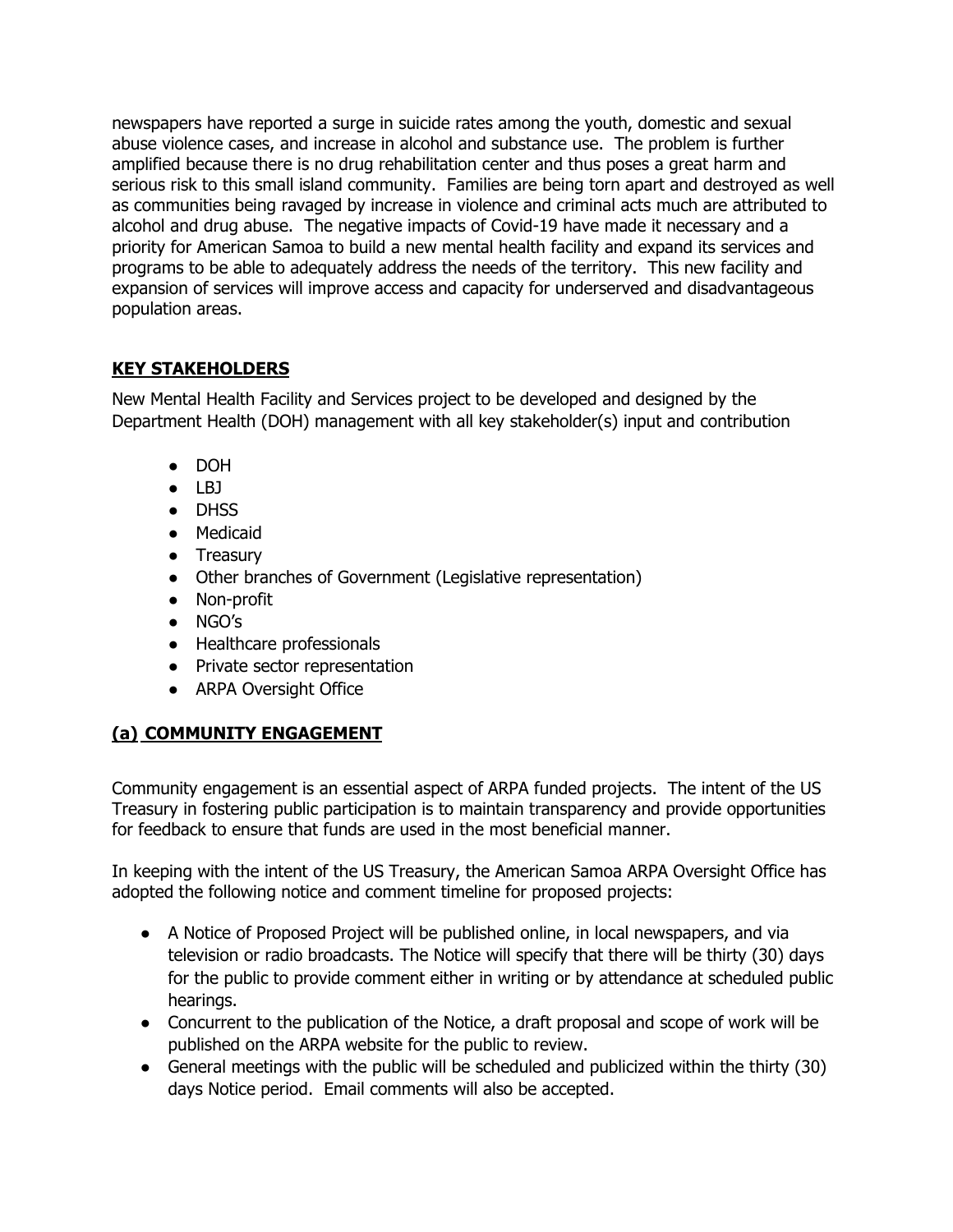newspapers have reported a surge in suicide rates among the youth, domestic and sexual abuse violence cases, and increase in alcohol and substance use. The problem is further amplified because there is no drug rehabilitation center and thus poses a great harm and serious risk to this small island community. Families are being torn apart and destroyed as well as communities being ravaged by increase in violence and criminal acts much are attributed to alcohol and drug abuse. The negative impacts of Covid-19 have made it necessary and a priority for American Samoa to build a new mental health facility and expand its services and programs to be able to adequately address the needs of the territory. This new facility and expansion of services will improve access and capacity for underserved and disadvantageous population areas.

## KEY STAKEHOLDERS

New Mental Health Facility and Services project to be developed and designed by the Department Health (DOH) management with all key stakeholder(s) input and contribution

- DOH
- LBJ
- DHSS
- Medicaid
- Treasury
- Other branches of Government (Legislative representation)
- Non-profit
- NGO's
- Healthcare professionals
- Private sector representation
- ARPA Oversight Office

## (a) COMMUNITY ENGAGEMENT

Community engagement is an essential aspect of ARPA funded projects. The intent of the US Treasury in fostering public participation is to maintain transparency and provide opportunities for feedback to ensure that funds are used in the most beneficial manner.

In keeping with the intent of the US Treasury, the American Samoa ARPA Oversight Office has adopted the following notice and comment timeline for proposed projects:

- A Notice of Proposed Project will be published online, in local newspapers, and via television or radio broadcasts. The Notice will specify that there will be thirty (30) days for the public to provide comment either in writing or by attendance at scheduled public hearings.
- Concurrent to the publication of the Notice, a draft proposal and scope of work will be published on the ARPA website for the public to review.
- General meetings with the public will be scheduled and publicized within the thirty (30) days Notice period. Email comments will also be accepted.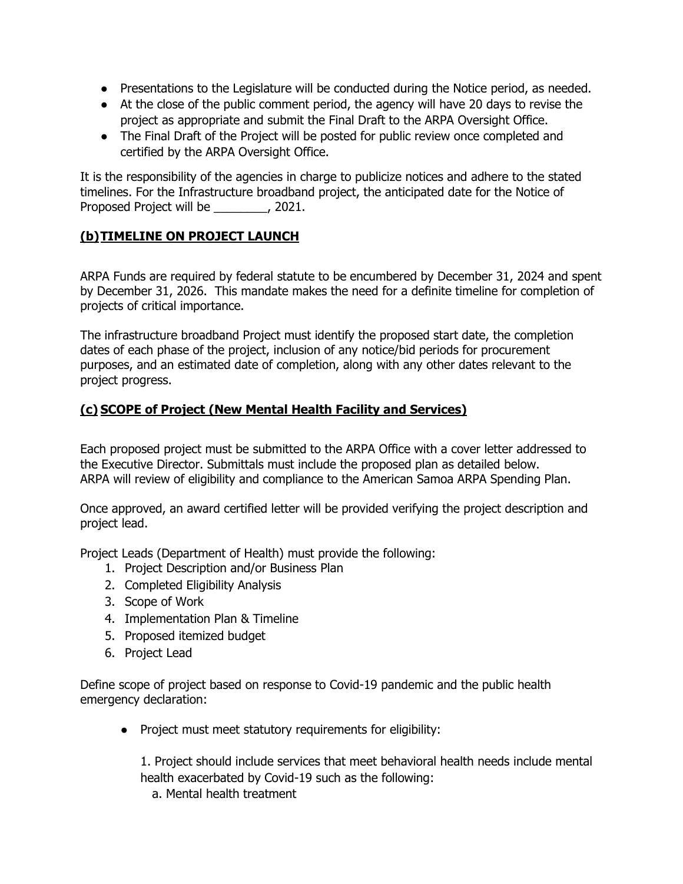- Presentations to the Legislature will be conducted during the Notice period, as needed.
- At the close of the public comment period, the agency will have 20 days to revise the project as appropriate and submit the Final Draft to the ARPA Oversight Office.
- The Final Draft of the Project will be posted for public review once completed and certified by the ARPA Oversight Office.

It is the responsibility of the agencies in charge to publicize notices and adhere to the stated timelines. For the Infrastructure broadband project, the anticipated date for the Notice of Proposed Project will be ________, 2021.

## **(b) TIMELINE ON PROJECT LAUNCH**

ARPA Funds are required by federal statute to be encumbered by December 31, 2024 and spent by December 31, 2026. This mandate makes the need for a definite timeline for completion of projects of critical importance.

The infrastructure broadband Project must identify the proposed start date, the completion dates of each phase of the project, inclusion of any notice/bid periods for procurement purposes, and an estimated date of completion, along with any other dates relevant to the project progress.

## **(c) SCOPE of Project (New Mental Health Facility and Services)**

Each proposed project must be submitted to the ARPA Office with a cover letter addressed to the Executive Director. Submittals must include the proposed plan as detailed below. ARPA will review of eligibility and compliance to the American Samoa ARPA Spending Plan.

Once approved, an award certified letter will be provided verifying the project description and project lead.

Project Leads (Department of Health) must provide the following:

1. Project Description and/or Business Plan
2. Completed Eligibility Analysis
3. Scope of Work
4. Implementation Plan & Timeline
5. Proposed itemized budget
6. Project Lead

Define scope of project based on response to Covid-19 pandemic and the public health emergency declaration:

- Project must meet statutory requirements for eligibility:

  1. Project should include services that meet behavioral health needs include mental health exacerbated by Covid-19 such as the following:
     a. Mental health treatment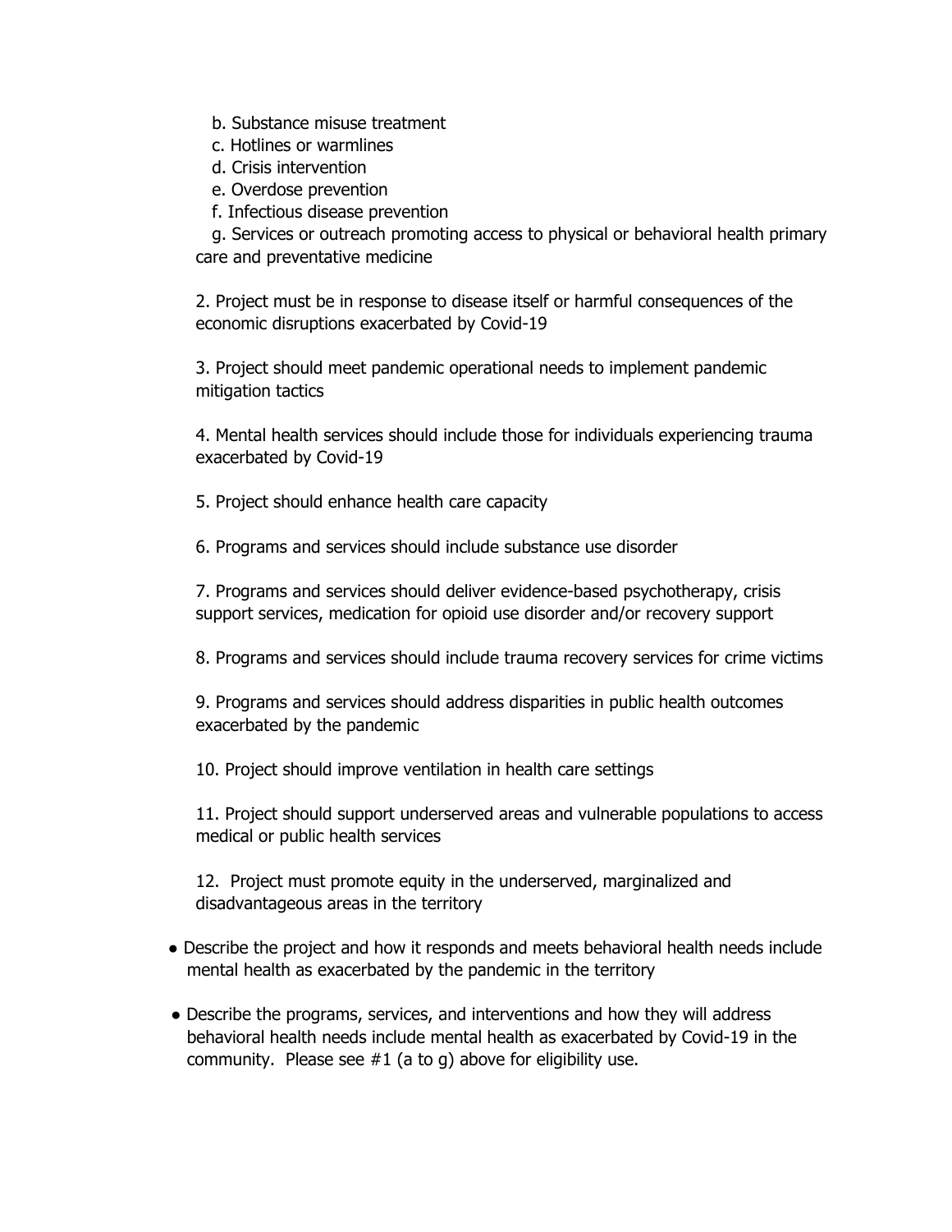b. Substance misuse treatment
c. Hotlines or warmlines
d. Crisis intervention
e. Overdose prevention
f. Infectious disease prevention
g. Services or outreach promoting access to physical or behavioral health primary care and preventative medicine

2. Project must be in response to disease itself or harmful consequences of the economic disruptions exacerbated by Covid-19

3. Project should meet pandemic operational needs to implement pandemic mitigation tactics

4. Mental health services should include those for individuals experiencing trauma exacerbated by Covid-19

5. Project should enhance health care capacity

6. Programs and services should include substance use disorder

7. Programs and services should deliver evidence-based psychotherapy, crisis support services, medication for opioid use disorder and/or recovery support

8. Programs and services should include trauma recovery services for crime victims

9. Programs and services should address disparities in public health outcomes exacerbated by the pandemic

10. Project should improve ventilation in health care settings

11. Project should support underserved areas and vulnerable populations to access medical or public health services

12. Project must promote equity in the underserved, marginalized and disadvantageous areas in the territory

- Describe the project and how it responds and meets behavioral health needs include mental health as exacerbated by the pandemic in the territory
- Describe the programs, services, and interventions and how they will address behavioral health needs include mental health as exacerbated by Covid-19 in the community. Please see #1 (a to g) above for eligibility use.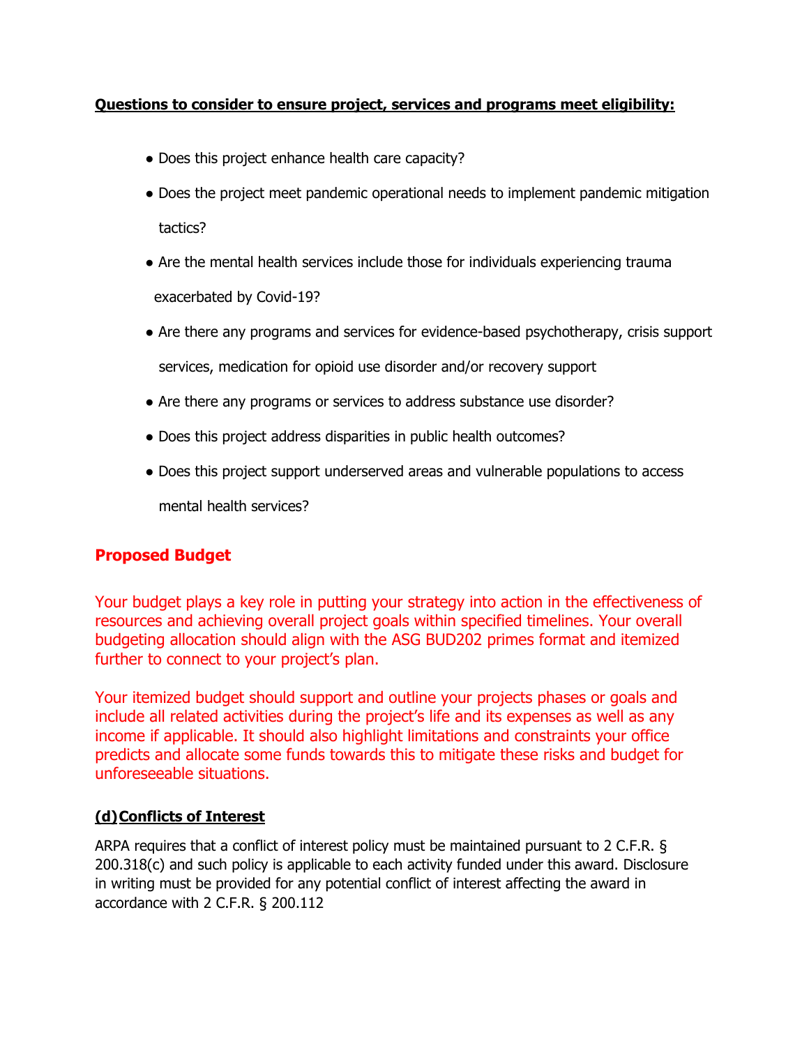**Questions to consider to ensure project, services and programs meet eligibility:**

- Does this project enhance health care capacity?
- Does the project meet pandemic operational needs to implement pandemic mitigation tactics?
- Are the mental health services include those for individuals experiencing trauma exacerbated by Covid-19?
- Are there any programs and services for evidence-based psychotherapy, crisis support services, medication for opioid use disorder and/or recovery support
- Are there any programs or services to address substance use disorder?
- Does this project address disparities in public health outcomes?
- Does this project support underserved areas and vulnerable populations to access mental health services?

## Proposed Budget

Your budget plays a key role in putting your strategy into action in the effectiveness of resources and achieving overall project goals within specified timelines. Your overall budgeting allocation should align with the ASG BUD202 primes format and itemized further to connect to your project's plan.

Your itemized budget should support and outline your projects phases or goals and include all related activities during the project's life and its expenses as well as any income if applicable. It should also highlight limitations and constraints your office predicts and allocate some funds towards this to mitigate these risks and budget for unforeseeable situations.

**(d) Conflicts of Interest**

ARPA requires that a conflict of interest policy must be maintained pursuant to 2 C.F.R. § 200.318(c) and such policy is applicable to each activity funded under this award. Disclosure in writing must be provided for any potential conflict of interest affecting the award in accordance with 2 C.F.R. § 200.112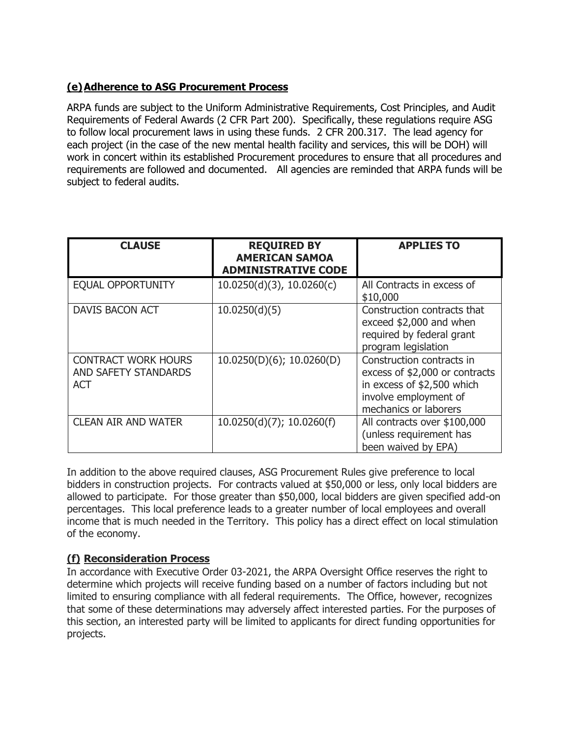### (e) Adherence to ASG Procurement Process

ARPA funds are subject to the Uniform Administrative Requirements, Cost Principles, and Audit Requirements of Federal Awards (2 CFR Part 200). Specifically, these regulations require ASG to follow local procurement laws in using these funds. 2 CFR 200.317. The lead agency for each project (in the case of the new mental health facility and services, this will be DOH) will work in concert within its established Procurement procedures to ensure that all procedures and requirements are followed and documented. All agencies are reminded that ARPA funds will be subject to federal audits.

| CLAUSE | REQUIRED BY AMERICAN SAMOA ADMINISTRATIVE CODE | APPLIES TO |
| --- | --- | --- |
| EQUAL OPPORTUNITY | 10.0250(d)(3), 10.0260(c) | All Contracts in excess of $10,000 |
| DAVIS BACON ACT | 10.0250(d)(5) | Construction contracts that exceed $2,000 and when required by federal grant program legislation |
| CONTRACT WORK HOURS AND SAFETY STANDARDS ACT | 10.0250(D)(6); 10.0260(D) | Construction contracts in excess of $2,000 or contracts in excess of $2,500 which involve employment of mechanics or laborers |
| CLEAN AIR AND WATER | 10.0250(d)(7); 10.0260(f) | All contracts over $100,000 (unless requirement has been waived by EPA) |

In addition to the above required clauses, ASG Procurement Rules give preference to local bidders in construction projects. For contracts valued at $50,000 or less, only local bidders are allowed to participate. For those greater than $50,000, local bidders are given specified add-on percentages. This local preference leads to a greater number of local employees and overall income that is much needed in the Territory. This policy has a direct effect on local stimulation of the economy.

### (f) Reconsideration Process

In accordance with Executive Order 03-2021, the ARPA Oversight Office reserves the right to determine which projects will receive funding based on a number of factors including but not limited to ensuring compliance with all federal requirements. The Office, however, recognizes that some of these determinations may adversely affect interested parties. For the purposes of this section, an interested party will be limited to applicants for direct funding opportunities for projects.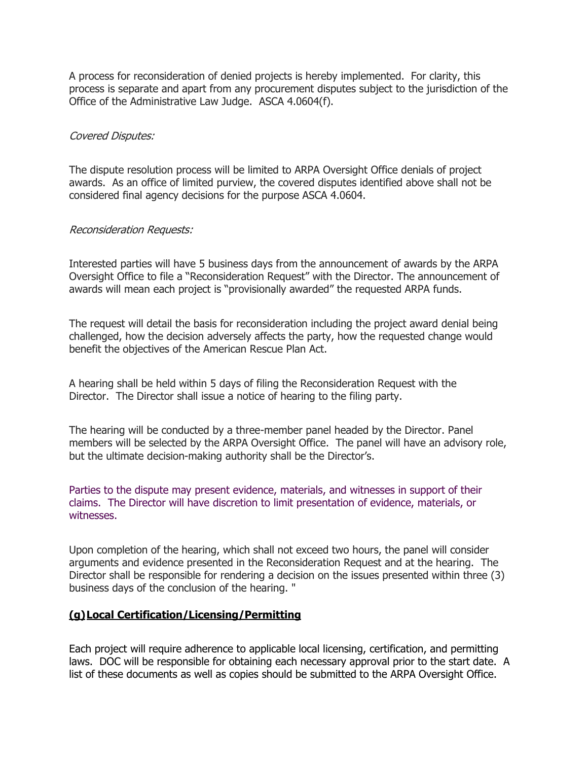A process for reconsideration of denied projects is hereby implemented. For clarity, this process is separate and apart from any procurement disputes subject to the jurisdiction of the Office of the Administrative Law Judge. ASCA 4.0604(f).

*Covered Disputes:*

The dispute resolution process will be limited to ARPA Oversight Office denials of project awards. As an office of limited purview, the covered disputes identified above shall not be considered final agency decisions for the purpose ASCA 4.0604.

*Reconsideration Requests:*

Interested parties will have 5 business days from the announcement of awards by the ARPA Oversight Office to file a "Reconsideration Request" with the Director. The announcement of awards will mean each project is "provisionally awarded" the requested ARPA funds.

The request will detail the basis for reconsideration including the project award denial being challenged, how the decision adversely affects the party, how the requested change would benefit the objectives of the American Rescue Plan Act.

A hearing shall be held within 5 days of filing the Reconsideration Request with the Director. The Director shall issue a notice of hearing to the filing party.

The hearing will be conducted by a three-member panel headed by the Director. Panel members will be selected by the ARPA Oversight Office. The panel will have an advisory role, but the ultimate decision-making authority shall be the Director's.

Parties to the dispute may present evidence, materials, and witnesses in support of their claims. The Director will have discretion to limit presentation of evidence, materials, or witnesses.

Upon completion of the hearing, which shall not exceed two hours, the panel will consider arguments and evidence presented in the Reconsideration Request and at the hearing. The Director shall be responsible for rendering a decision on the issues presented within three (3) business days of the conclusion of the hearing. "

### **(g) Local Certification/Licensing/Permitting**

Each project will require adherence to applicable local licensing, certification, and permitting laws. DOC will be responsible for obtaining each necessary approval prior to the start date. A list of these documents as well as copies should be submitted to the ARPA Oversight Office.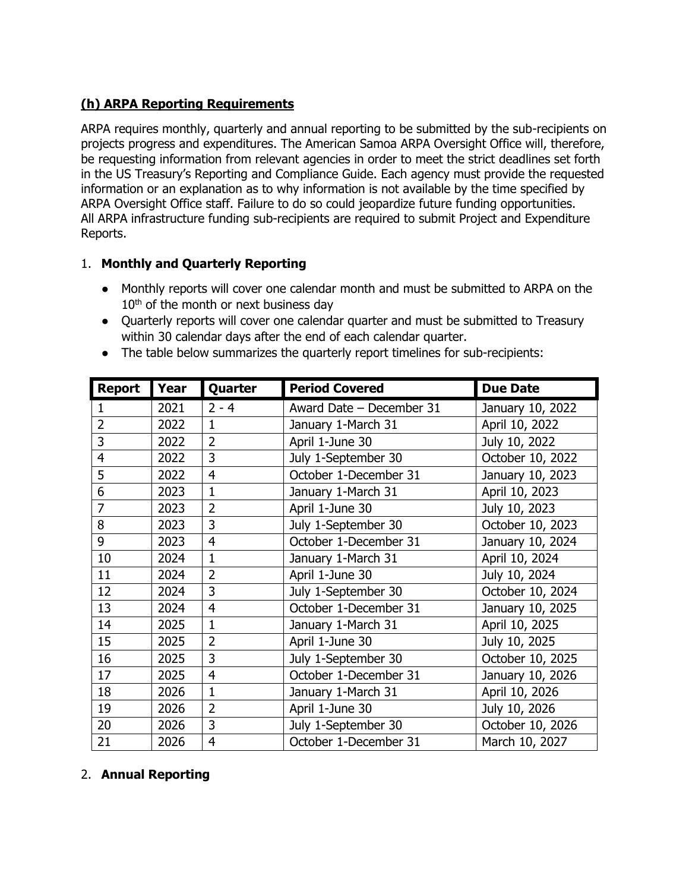**(h) ARPA Reporting Requirements**

ARPA requires monthly, quarterly and annual reporting to be submitted by the sub-recipients on projects progress and expenditures. The American Samoa ARPA Oversight Office will, therefore, be requesting information from relevant agencies in order to meet the strict deadlines set forth in the US Treasury's Reporting and Compliance Guide. Each agency must provide the requested information or an explanation as to why information is not available by the time specified by ARPA Oversight Office staff. Failure to do so could jeopardize future funding opportunities. All ARPA infrastructure funding sub-recipients are required to submit Project and Expenditure Reports.

1. **Monthly and Quarterly Reporting**

- Monthly reports will cover one calendar month and must be submitted to ARPA on the 10th of the month or next business day
- Quarterly reports will cover one calendar quarter and must be submitted to Treasury within 30 calendar days after the end of each calendar quarter.
- The table below summarizes the quarterly report timelines for sub-recipients:

| Report | Year | Quarter | Period Covered | Due Date |
|---|---|---|---|---|
| 1 | 2021 | 2 - 4 | Award Date – December 31 | January 10, 2022 |
| 2 | 2022 | 1 | January 1-March 31 | April 10, 2022 |
| 3 | 2022 | 2 | April 1-June 30 | July 10, 2022 |
| 4 | 2022 | 3 | July 1-September 30 | October 10, 2022 |
| 5 | 2022 | 4 | October 1-December 31 | January 10, 2023 |
| 6 | 2023 | 1 | January 1-March 31 | April 10, 2023 |
| 7 | 2023 | 2 | April 1-June 30 | July 10, 2023 |
| 8 | 2023 | 3 | July 1-September 30 | October 10, 2023 |
| 9 | 2023 | 4 | October 1-December 31 | January 10, 2024 |
| 10 | 2024 | 1 | January 1-March 31 | April 10, 2024 |
| 11 | 2024 | 2 | April 1-June 30 | July 10, 2024 |
| 12 | 2024 | 3 | July 1-September 30 | October 10, 2024 |
| 13 | 2024 | 4 | October 1-December 31 | January 10, 2025 |
| 14 | 2025 | 1 | January 1-March 31 | April 10, 2025 |
| 15 | 2025 | 2 | April 1-June 30 | July 10, 2025 |
| 16 | 2025 | 3 | July 1-September 30 | October 10, 2025 |
| 17 | 2025 | 4 | October 1-December 31 | January 10, 2026 |
| 18 | 2026 | 1 | January 1-March 31 | April 10, 2026 |
| 19 | 2026 | 2 | April 1-June 30 | July 10, 2026 |
| 20 | 2026 | 3 | July 1-September 30 | October 10, 2026 |
| 21 | 2026 | 4 | October 1-December 31 | March 10, 2027 |

2. **Annual Reporting**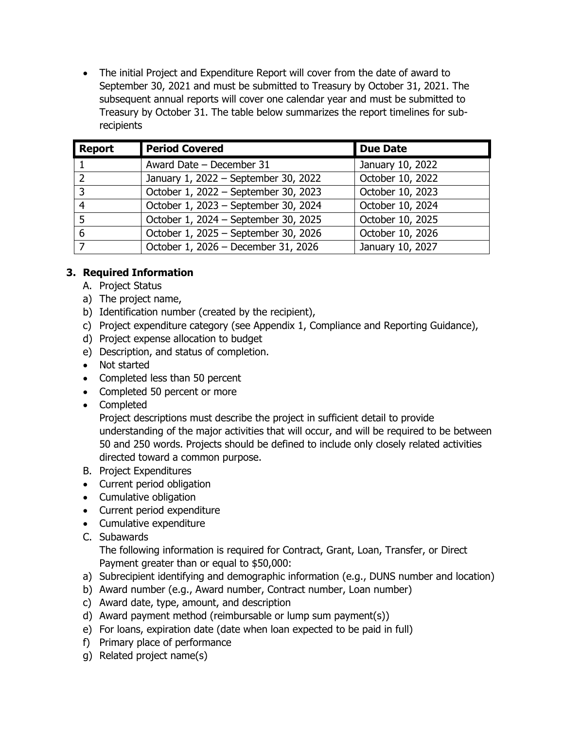- The initial Project and Expenditure Report will cover from the date of award to September 30, 2021 and must be submitted to Treasury by October 31, 2021. The subsequent annual reports will cover one calendar year and must be submitted to Treasury by October 31. The table below summarizes the report timelines for sub-recipients

| Report | Period Covered | Due Date |
|---|---|---|
| 1 | Award Date – December 31 | January 10, 2022 |
| 2 | January 1, 2022 – September 30, 2022 | October 10, 2022 |
| 3 | October 1, 2022 – September 30, 2023 | October 10, 2023 |
| 4 | October 1, 2023 – September 30, 2024 | October 10, 2024 |
| 5 | October 1, 2024 – September 30, 2025 | October 10, 2025 |
| 6 | October 1, 2025 – September 30, 2026 | October 10, 2026 |
| 7 | October 1, 2026 – December 31, 2026 | January 10, 2027 |

### 3. Required Information

A. Project Status

a) The project name,
b) Identification number (created by the recipient),
c) Project expenditure category (see Appendix 1, Compliance and Reporting Guidance),
d) Project expense allocation to budget
e) Description, and status of completion.

- Not started
- Completed less than 50 percent
- Completed 50 percent or more
- Completed

  Project descriptions must describe the project in sufficient detail to provide understanding of the major activities that will occur, and will be required to be between 50 and 250 words. Projects should be defined to include only closely related activities directed toward a common purpose.

B. Project Expenditures

- Current period obligation
- Cumulative obligation
- Current period expenditure
- Cumulative expenditure

C. Subawards

The following information is required for Contract, Grant, Loan, Transfer, or Direct Payment greater than or equal to $50,000:

a) Subrecipient identifying and demographic information (e.g., DUNS number and location)
b) Award number (e.g., Award number, Contract number, Loan number)
c) Award date, type, amount, and description
d) Award payment method (reimbursable or lump sum payment(s))
e) For loans, expiration date (date when loan expected to be paid in full)
f) Primary place of performance
g) Related project name(s)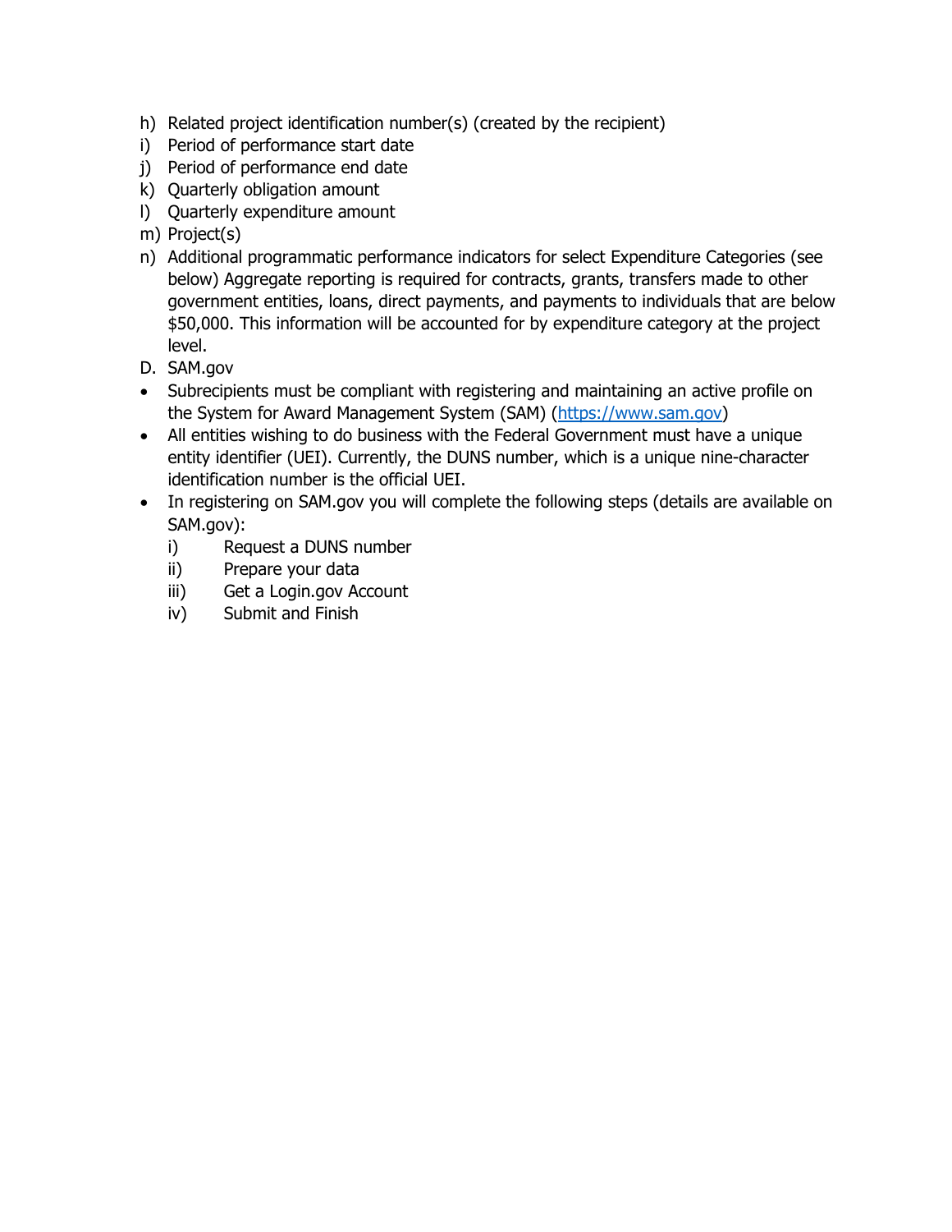h) Related project identification number(s) (created by the recipient)
i) Period of performance start date
j) Period of performance end date
k) Quarterly obligation amount
l) Quarterly expenditure amount
m) Project(s)
n) Additional programmatic performance indicators for select Expenditure Categories (see below) Aggregate reporting is required for contracts, grants, transfers made to other government entities, loans, direct payments, and payments to individuals that are below $50,000. This information will be accounted for by expenditure category at the project level.

D. SAM.gov

- Subrecipients must be compliant with registering and maintaining an active profile on the System for Award Management System (SAM) (https://www.sam.gov)
- All entities wishing to do business with the Federal Government must have a unique entity identifier (UEI). Currently, the DUNS number, which is a unique nine-character identification number is the official UEI.
- In registering on SAM.gov you will complete the following steps (details are available on SAM.gov):
  - i) Request a DUNS number
  - ii) Prepare your data
  - iii) Get a Login.gov Account
  - iv) Submit and Finish